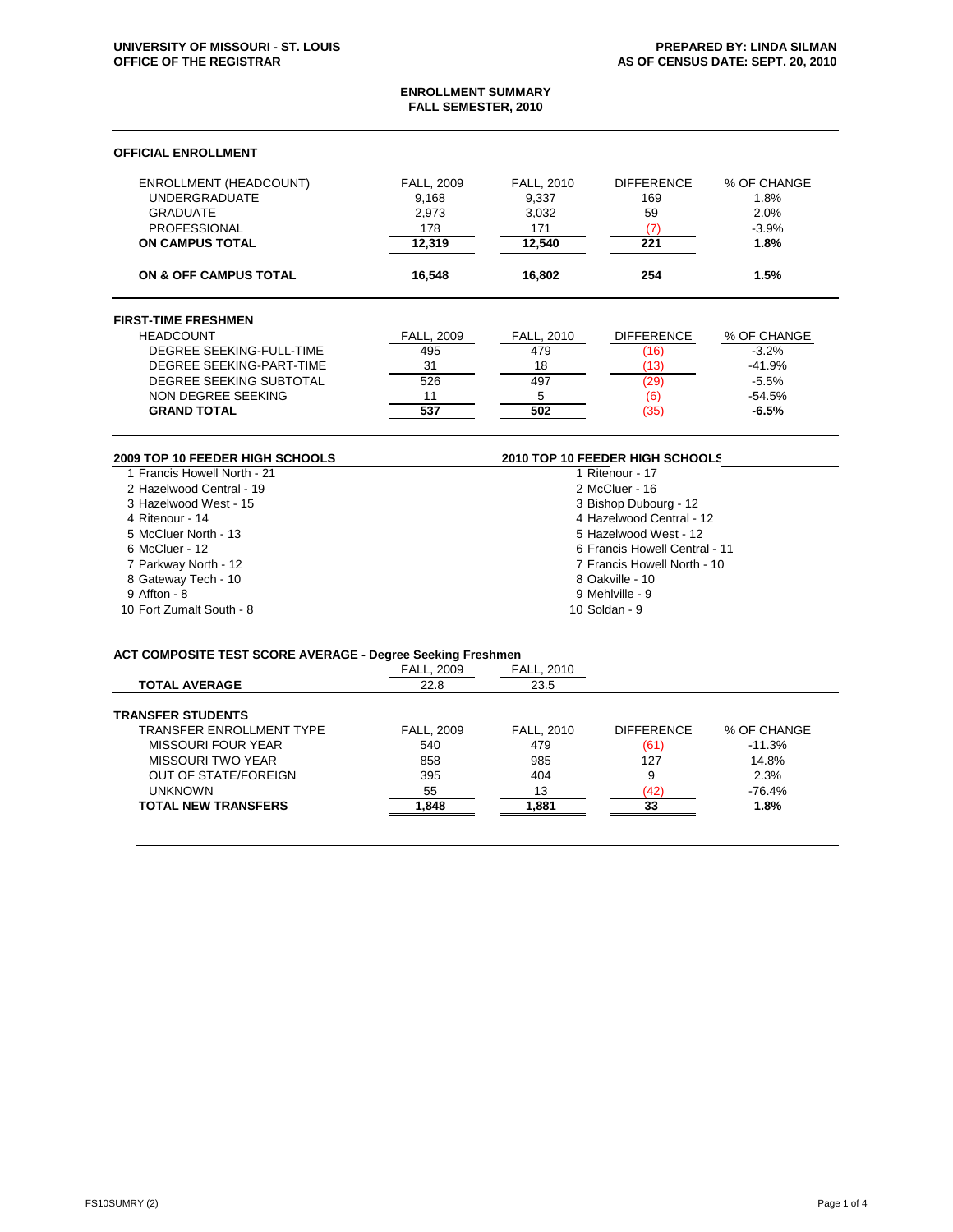UNIVERSITY OF MISSOURI - ST. LOUIS
OFFICE OF THE REGISTRAR

PREPARED BY: LINDA SILMAN
AS OF CENSUS DATE: SEPT. 20, 2010

# ENROLLMENT SUMMARY
## FALL SEMESTER, 2010

### OFFICIAL ENROLLMENT

| ENROLLMENT (HEADCOUNT) | FALL, 2009 | FALL, 2010 | DIFFERENCE | % OF CHANGE |
|---|---|---|---|---|
| UNDERGRADUATE | 9,168 | 9,337 | 169 | 1.8% |
| GRADUATE | 2,973 | 3,032 | 59 | 2.0% |
| PROFESSIONAL | 178 | 171 | (7) | -3.9% |
| **ON CAMPUS TOTAL** | **12,319** | **12,540** | **221** | **1.8%** |
| **ON & OFF CAMPUS TOTAL** | **16,548** | **16,802** | **254** | **1.5%** |

### FIRST-TIME FRESHMEN

| HEADCOUNT | FALL, 2009 | FALL, 2010 | DIFFERENCE | % OF CHANGE |
|---|---|---|---|---|
| DEGREE SEEKING-FULL-TIME | 495 | 479 | (16) | -3.2% |
| DEGREE SEEKING-PART-TIME | 31 | 18 | (13) | -41.9% |
| DEGREE SEEKING SUBTOTAL | 526 | 497 | (29) | -5.5% |
| NON DEGREE SEEKING | 11 | 5 | (6) | -54.5% |
| **GRAND TOTAL** | **537** | **502** | (35) | **-6.5%** |

| 2009 TOP 10 FEEDER HIGH SCHOOLS | 2010 TOP 10 FEEDER HIGH SCHOOLS |
|---|---|
| 1 Francis Howell North - 21 | 1 Ritenour - 17 |
| 2 Hazelwood Central - 19 | 2 McCluer - 16 |
| 3 Hazelwood West - 15 | 3 Bishop Dubourg - 12 |
| 4 Ritenour - 14 | 4 Hazelwood Central - 12 |
| 5 McCluer North - 13 | 5 Hazelwood West - 12 |
| 6 McCluer - 12 | 6 Francis Howell Central - 11 |
| 7 Parkway North - 12 | 7 Francis Howell North - 10 |
| 8 Gateway Tech - 10 | 8 Oakville - 10 |
| 9 Affton - 8 | 9 Mehlville - 9 |
| 10 Fort Zumalt South - 8 | 10 Soldan - 9 |

### ACT COMPOSITE TEST SCORE AVERAGE - Degree Seeking Freshmen

| | FALL, 2009 | FALL, 2010 |
|---|---|---|
| **TOTAL AVERAGE** | 22.8 | 23.5 |

### TRANSFER STUDENTS

| TRANSFER ENROLLMENT TYPE | FALL, 2009 | FALL, 2010 | DIFFERENCE | % OF CHANGE |
|---|---|---|---|---|
| MISSOURI FOUR YEAR | 540 | 479 | (61) | -11.3% |
| MISSOURI TWO YEAR | 858 | 985 | 127 | 14.8% |
| OUT OF STATE/FOREIGN | 395 | 404 | 9 | 2.3% |
| UNKNOWN | 55 | 13 | (42) | -76.4% |
| **TOTAL NEW TRANSFERS** | **1,848** | **1,881** | **33** | **1.8%** |

FS10SUMRY (2)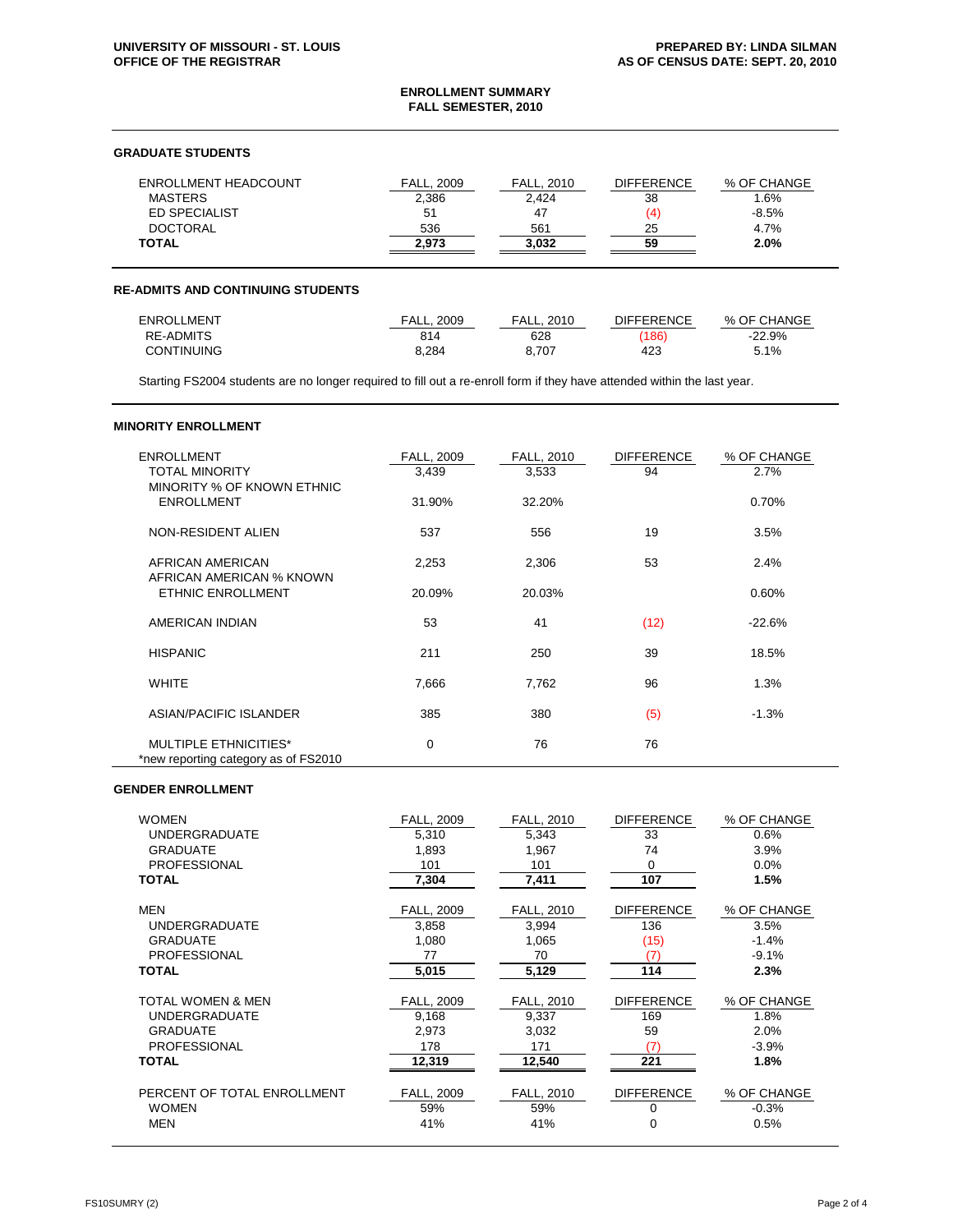**UNIVERSITY OF MISSOURI - ST. LOUIS**
**OFFICE OF THE REGISTRAR**

**PREPARED BY: LINDA SILMAN**
**AS OF CENSUS DATE: SEPT. 20, 2010**

# ENROLLMENT SUMMARY
## FALL SEMESTER, 2010

### GRADUATE STUDENTS

| ENROLLMENT HEADCOUNT | FALL, 2009 | FALL, 2010 | DIFFERENCE | % OF CHANGE |
|---|---|---|---|---|
| MASTERS | 2,386 | 2,424 | 38 | 1.6% |
| ED SPECIALIST | 51 | 47 | (4) | -8.5% |
| DOCTORAL | 536 | 561 | 25 | 4.7% |
| **TOTAL** | **2,973** | **3,032** | **59** | **2.0%** |

### RE-ADMITS AND CONTINUING STUDENTS

| ENROLLMENT | FALL, 2009 | FALL, 2010 | DIFFERENCE | % OF CHANGE |
|---|---|---|---|---|
| RE-ADMITS | 814 | 628 | (186) | -22.9% |
| CONTINUING | 8,284 | 8,707 | 423 | 5.1% |

Starting FS2004 students are no longer required to fill out a re-enroll form if they have attended within the last year.

### MINORITY ENROLLMENT

| ENROLLMENT | FALL, 2009 | FALL, 2010 | DIFFERENCE | % OF CHANGE |
|---|---|---|---|---|
| TOTAL MINORITY | 3,439 | 3,533 | 94 | 2.7% |
| MINORITY % OF KNOWN ETHNIC ENROLLMENT | 31.90% | 32.20% | | 0.70% |
| NON-RESIDENT ALIEN | 537 | 556 | 19 | 3.5% |
| AFRICAN AMERICAN | 2,253 | 2,306 | 53 | 2.4% |
| AFRICAN AMERICAN % KNOWN ETHNIC ENROLLMENT | 20.09% | 20.03% | | 0.60% |
| AMERICAN INDIAN | 53 | 41 | (12) | -22.6% |
| HISPANIC | 211 | 250 | 39 | 18.5% |
| WHITE | 7,666 | 7,762 | 96 | 1.3% |
| ASIAN/PACIFIC ISLANDER | 385 | 380 | (5) | -1.3% |
| MULTIPLE ETHNICITIES* | 0 | 76 | 76 | |

*new reporting category as of FS2010

### GENDER ENROLLMENT

| WOMEN | FALL, 2009 | FALL, 2010 | DIFFERENCE | % OF CHANGE |
|---|---|---|---|---|
| UNDERGRADUATE | 5,310 | 5,343 | 33 | 0.6% |
| GRADUATE | 1,893 | 1,967 | 74 | 3.9% |
| PROFESSIONAL | 101 | 101 | 0 | 0.0% |
| **TOTAL** | **7,304** | **7,411** | **107** | **1.5%** |

| MEN | FALL, 2009 | FALL, 2010 | DIFFERENCE | % OF CHANGE |
|---|---|---|---|---|
| UNDERGRADUATE | 3,858 | 3,994 | 136 | 3.5% |
| GRADUATE | 1,080 | 1,065 | (15) | -1.4% |
| PROFESSIONAL | 77 | 70 | (7) | -9.1% |
| **TOTAL** | **5,015** | **5,129** | **114** | **2.3%** |

| TOTAL WOMEN & MEN | FALL, 2009 | FALL, 2010 | DIFFERENCE | % OF CHANGE |
|---|---|---|---|---|
| UNDERGRADUATE | 9,168 | 9,337 | 169 | 1.8% |
| GRADUATE | 2,973 | 3,032 | 59 | 2.0% |
| PROFESSIONAL | 178 | 171 | (7) | -3.9% |
| **TOTAL** | **12,319** | **12,540** | **221** | **1.8%** |

| PERCENT OF TOTAL ENROLLMENT | FALL, 2009 | FALL, 2010 | DIFFERENCE | % OF CHANGE |
|---|---|---|---|---|
| WOMEN | 59% | 59% | 0 | -0.3% |
| MEN | 41% | 41% | 0 | 0.5% |

FS10SUMRY (2)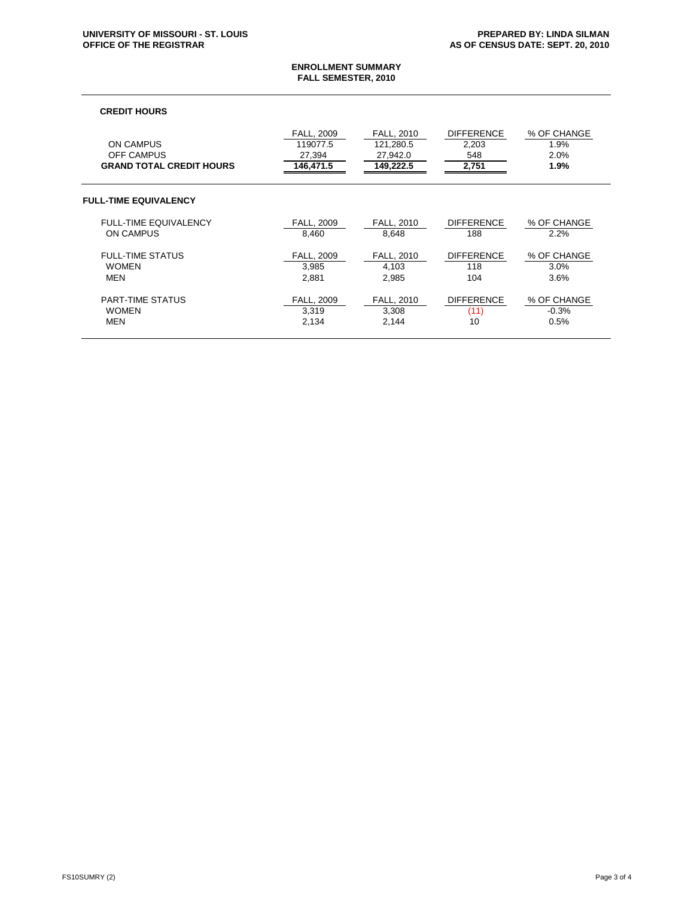**UNIVERSITY OF MISSOURI - ST. LOUIS**
**OFFICE OF THE REGISTRAR**

**PREPARED BY: LINDA SILMAN**
**AS OF CENSUS DATE: SEPT. 20, 2010**

## ENROLLMENT SUMMARY
## FALL SEMESTER, 2010

### CREDIT HOURS

| | FALL, 2009 | FALL, 2010 | DIFFERENCE | % OF CHANGE |
|---|---|---|---|---|
| ON CAMPUS | 119077.5 | 121,280.5 | 2,203 | 1.9% |
| OFF CAMPUS | 27,394 | 27,942.0 | 548 | 2.0% |
| **GRAND TOTAL CREDIT HOURS** | **146,471.5** | **149,222.5** | **2,751** | **1.9%** |

### FULL-TIME EQUIVALENCY

| FULL-TIME EQUIVALENCY | FALL, 2009 | FALL, 2010 | DIFFERENCE | % OF CHANGE |
|---|---|---|---|---|
| ON CAMPUS | 8,460 | 8,648 | 188 | 2.2% |

| FULL-TIME STATUS | FALL, 2009 | FALL, 2010 | DIFFERENCE | % OF CHANGE |
|---|---|---|---|---|
| WOMEN | 3,985 | 4,103 | 118 | 3.0% |
| MEN | 2,881 | 2,985 | 104 | 3.6% |

| PART-TIME STATUS | FALL, 2009 | FALL, 2010 | DIFFERENCE | % OF CHANGE |
|---|---|---|---|---|
| WOMEN | 3,319 | 3,308 | (11) | -0.3% |
| MEN | 2,134 | 2,144 | 10 | 0.5% |

FS10SUMRY (2)